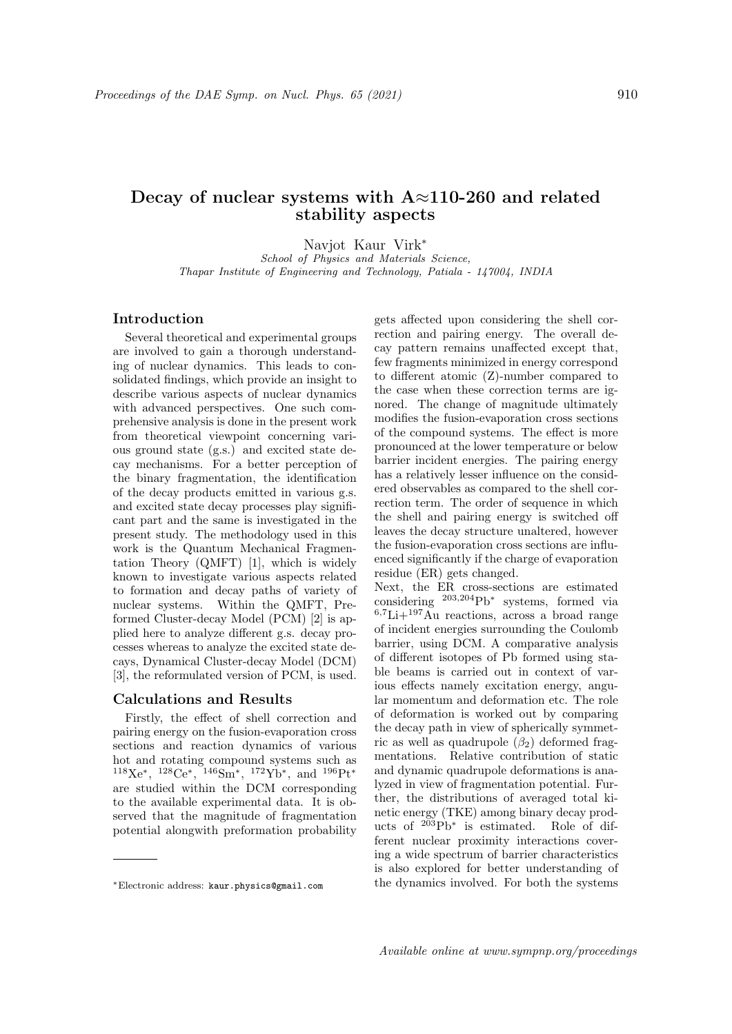# Decay of nuclear systems with A≈110-260 and related stability aspects

Navjot Kaur Virk*

*School of Physics and Materials Science, Thapar Institute of Engineering and Technology, Patiala - 147004, INDIA*

## Introduction

Several theoretical and experimental groups are involved to gain a thorough understanding of nuclear dynamics. This leads to consolidated findings, which provide an insight to describe various aspects of nuclear dynamics with advanced perspectives. One such comprehensive analysis is done in the present work from theoretical viewpoint concerning various ground state (g.s.) and excited state decay mechanisms. For a better perception of the binary fragmentation, the identification of the decay products emitted in various g.s. and excited state decay processes play significant part and the same is investigated in the present study. The methodology used in this work is the Quantum Mechanical Fragmentation Theory (QMFT) [1], which is widely known to investigate various aspects related to formation and decay paths of variety of nuclear systems. Within the QMFT, Preformed Cluster-decay Model (PCM) [2] is applied here to analyze different g.s. decay processes whereas to analyze the excited state decays, Dynamical Cluster-decay Model (DCM) [3], the reformulated version of PCM, is used.

## Calculations and Results

Firstly, the effect of shell correction and pairing energy on the fusion-evaporation cross sections and reaction dynamics of various hot and rotating compound systems such as $^{118}$Xe*, $^{128}$Ce*, $^{146}$Sm*, $^{172}$Yb*, and $^{196}$Pt* are studied within the DCM corresponding to the available experimental data. It is observed that the magnitude of fragmentation potential alongwith preformation probability gets affected upon considering the shell correction and pairing energy. The overall decay pattern remains unaffected except that, few fragments minimized in energy correspond to different atomic (Z)-number compared to the case when these correction terms are ignored. The change of magnitude ultimately modifies the fusion-evaporation cross sections of the compound systems. The effect is more pronounced at the lower temperature or below barrier incident energies. The pairing energy has a relatively lesser influence on the considered observables as compared to the shell correction term. The order of sequence in which the shell and pairing energy is switched off leaves the decay structure unaltered, however the fusion-evaporation cross sections are influenced significantly if the charge of evaporation residue (ER) gets changed.

Next, the ER cross-sections are estimated considering $^{203,204}$Pb* systems, formed via $^{6,7}$Li+$^{197}$Au reactions, across a broad range of incident energies surrounding the Coulomb barrier, using DCM. A comparative analysis of different isotopes of Pb formed using stable beams is carried out in context of various effects namely excitation energy, angular momentum and deformation etc. The role of deformation is worked out by comparing the decay path in view of spherically symmetric as well as quadrupole ($\beta_2$) deformed fragmentations. Relative contribution of static and dynamic quadrupole deformations is analyzed in view of fragmentation potential. Further, the distributions of averaged total kinetic energy (TKE) among binary decay products of $^{203}$Pb* is estimated. Role of different nuclear proximity interactions covering a wide spectrum of barrier characteristics is also explored for better understanding of the dynamics involved. For both the systems

*Electronic address: kaur.physics@gmail.com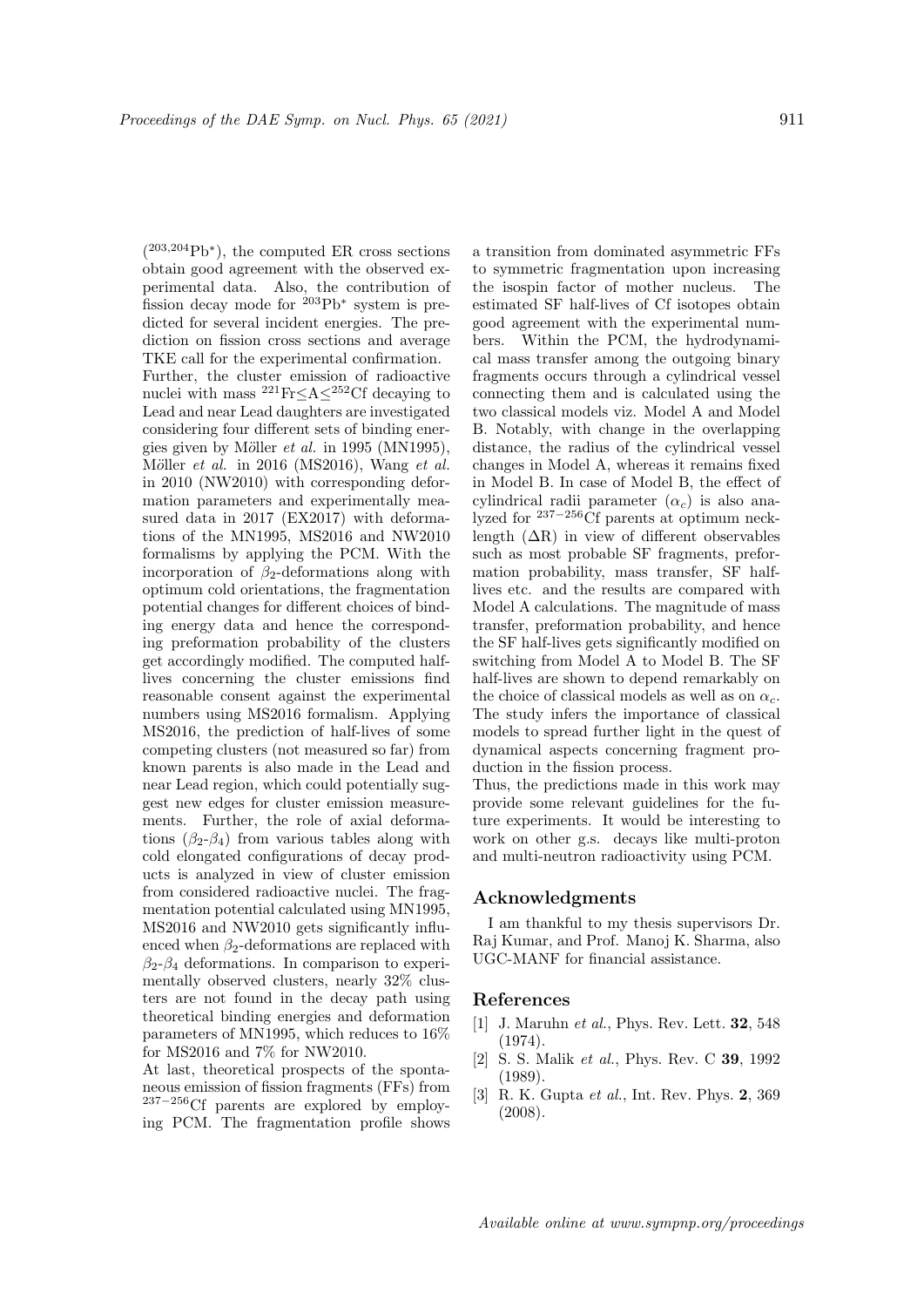($^{203,204}Pb^*$), the computed ER cross sections obtain good agreement with the observed experimental data. Also, the contribution of fission decay mode for $^{203}Pb^*$ system is predicted for several incident energies. The prediction on fission cross sections and average TKE call for the experimental confirmation.

Further, the cluster emission of radioactive nuclei with mass $^{221}Fr \leq A \leq ^{252}Cf$ decaying to Lead and near Lead daughters are investigated considering four different sets of binding energies given by Möller *et al.* in 1995 (MN1995), Möller *et al.* in 2016 (MS2016), Wang *et al.* in 2010 (NW2010) with corresponding deformation parameters and experimentally measured data in 2017 (EX2017) with deformations of the MN1995, MS2016 and NW2010 formalisms by applying the PCM. With the incorporation of $\beta_2$-deformations along with optimum cold orientations, the fragmentation potential changes for different choices of binding energy data and hence the corresponding preformation probability of the clusters get accordingly modified. The computed half-lives concerning the cluster emissions find reasonable consent against the experimental numbers using MS2016 formalism. Applying MS2016, the prediction of half-lives of some competing clusters (not measured so far) from known parents is also made in the Lead and near Lead region, which could potentially suggest new edges for cluster emission measurements. Further, the role of axial deformations ($\beta_2$-$\beta_4$) from various tables along with cold elongated configurations of decay products is analyzed in view of cluster emission from considered radioactive nuclei. The fragmentation potential calculated using MN1995, MS2016 and NW2010 gets significantly influenced when $\beta_2$-deformations are replaced with $\beta_2$-$\beta_4$ deformations. In comparison to experimentally observed clusters, nearly 32% clusters are not found in the decay path using theoretical binding energies and deformation parameters of MN1995, which reduces to 16% for MS2016 and 7% for NW2010.

At last, theoretical prospects of the spontaneous emission of fission fragments (FFs) from $^{237-256}Cf$ parents are explored by employing PCM. The fragmentation profile shows a transition from dominated asymmetric FFs to symmetric fragmentation upon increasing the isospin factor of mother nucleus. The estimated SF half-lives of Cf isotopes obtain good agreement with the experimental numbers. Within the PCM, the hydrodynamical mass transfer among the outgoing binary fragments occurs through a cylindrical vessel connecting them and is calculated using the two classical models viz. Model A and Model B. Notably, with change in the overlapping distance, the radius of the cylindrical vessel changes in Model A, whereas it remains fixed in Model B. In case of Model B, the effect of cylindrical radii parameter ($\alpha_c$) is also analyzed for $^{237-256}Cf$ parents at optimum neck-length ($\Delta R$) in view of different observables such as most probable SF fragments, preformation probability, mass transfer, SF half-lives etc. and the results are compared with Model A calculations. The magnitude of mass transfer, preformation probability, and hence the SF half-lives gets significantly modified on switching from Model A to Model B. The SF half-lives are shown to depend remarkably on the choice of classical models as well as on $\alpha_c$. The study infers the importance of classical models to spread further light in the quest of dynamical aspects concerning fragment production in the fission process.

Thus, the predictions made in this work may provide some relevant guidelines for the future experiments. It would be interesting to work on other g.s. decays like multi-proton and multi-neutron radioactivity using PCM.

## Acknowledgments

I am thankful to my thesis supervisors Dr. Raj Kumar, and Prof. Manoj K. Sharma, also UGC-MANF for financial assistance.

## References

[1] J. Maruhn *et al.*, Phys. Rev. Lett. **32**, 548 (1974).

[2] S. S. Malik *et al.*, Phys. Rev. C **39**, 1992 (1989).

[3] R. K. Gupta *et al.*, Int. Rev. Phys. **2**, 369 (2008).